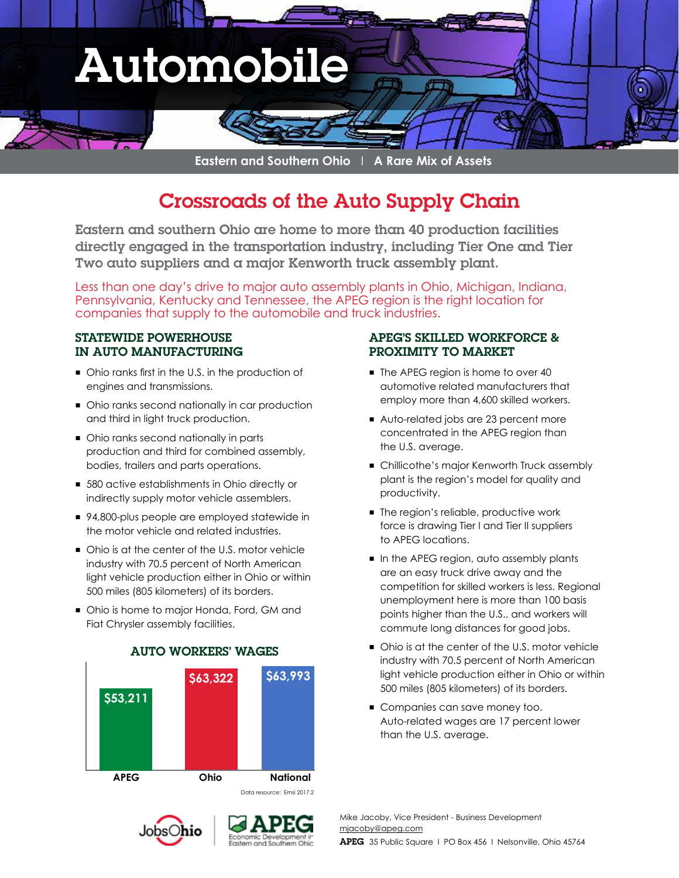# Automobile

Eastern and Southern Ohio | A Rare Mix of Assets

## Crossroads of the Auto Supply Chain

**Eastern and southern Ohio are home to more than 40 production facilities directly engaged in the transportation industry, including Tier One and Tier Two auto suppliers and a major Kenworth truck assembly plant.**

Less than one day's drive to major auto assembly plants in Ohio, Michigan, Indiana, Pennsylvania, Kentucky and Tennessee, the APEG region is the right location for companies that supply to the automobile and truck industries.

### STATEWIDE POWERHOUSE IN AUTO MANUFACTURING

- Ohio ranks first in the U.S. in the production of engines and transmissions.
- Ohio ranks second nationally in car production and third in light truck production.
- Ohio ranks second nationally in parts production and third for combined assembly, bodies, trailers and parts operations.
- 580 active establishments in Ohio directly or indirectly supply motor vehicle assemblers.
- 94,800-plus people are employed statewide in the motor vehicle and related industries.
- Ohio is at the center of the U.S. motor vehicle industry with 70.5 percent of North American light vehicle production either in Ohio or within 500 miles (805 kilometers) of its borders.
- Ohio is home to major Honda, Ford, GM and Fiat Chrysler assembly facilities.

### AUTO WORKERS' WAGES

| APEG | Ohio | National |
|---|---|---|
| $53,211 | $63,322 | $63,993 |

Data resource: Emsi 2017.2

### APEG'S SKILLED WORKFORCE & PROXIMITY TO MARKET

- The APEG region is home to over 40 automotive related manufacturers that employ more than 4,600 skilled workers.
- Auto-related jobs are 23 percent more concentrated in the APEG region than the U.S. average.
- Chillicothe's major Kenworth Truck assembly plant is the region's model for quality and productivity.
- The region's reliable, productive work force is drawing Tier I and Tier II suppliers to APEG locations.
- In the APEG region, auto assembly plants are an easy truck drive away and the competition for skilled workers is less. Regional unemployment here is more than 100 basis points higher than the U.S., and workers will commute long distances for good jobs.
- Ohio is at the center of the U.S. motor vehicle industry with 70.5 percent of North American light vehicle production either in Ohio or within 500 miles (805 kilometers) of its borders.
- Companies can save money too. Auto-related wages are 17 percent lower than the U.S. average.

JobsOhio | APEG Economic Development in Eastern and Southern Ohio

Mike Jacoby, Vice President - Business Development
mjacoby@apeg.com
**APEG** 35 Public Square | PO Box 456 | Nelsonville, Ohio 45764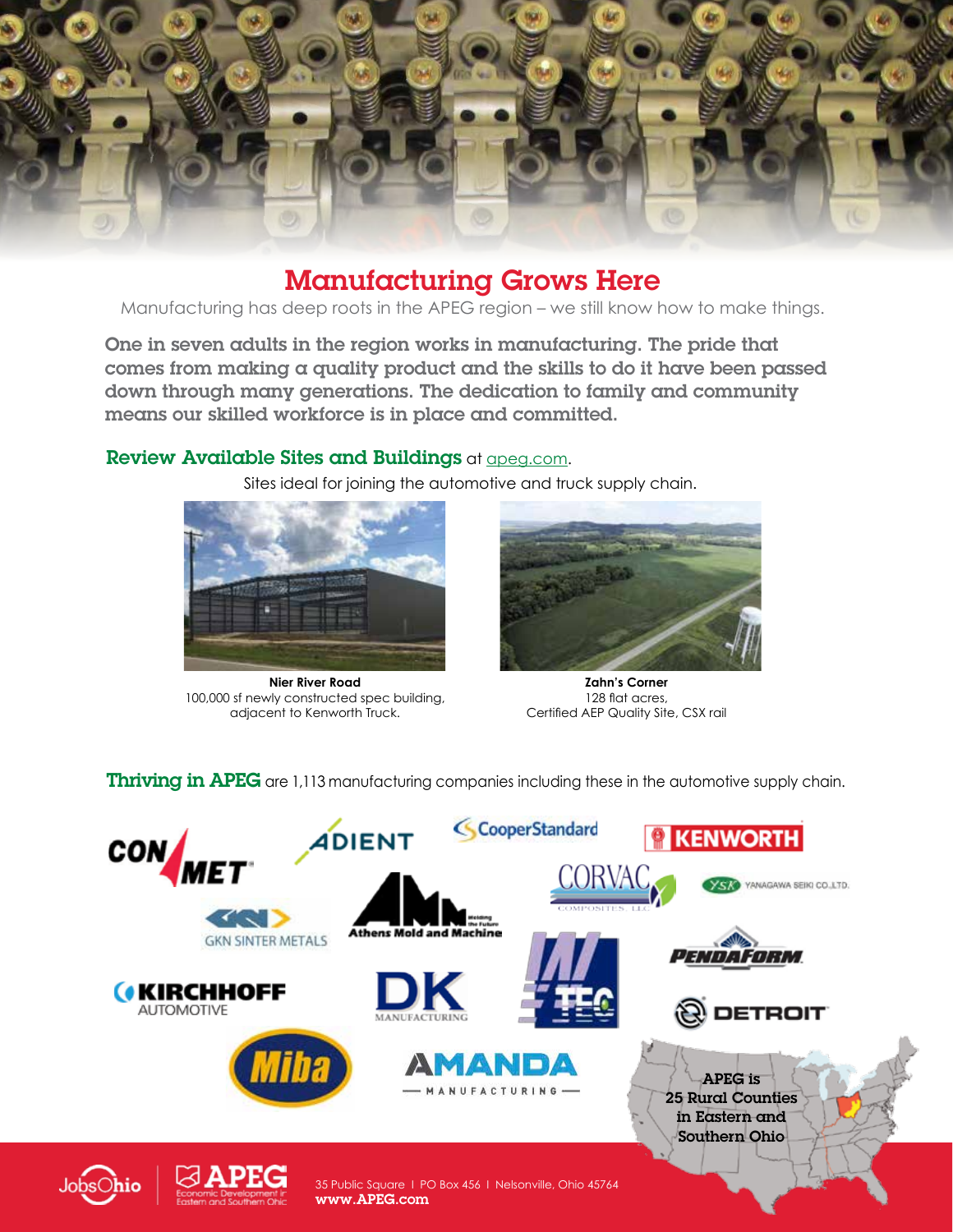# Manufacturing Grows Here

Manufacturing has deep roots in the APEG region – we still know how to make things.

**One in seven adults in the region works in manufacturing. The pride that comes from making a quality product and the skills to do it have been passed down through many generations. The dedication to family and community means our skilled workforce is in place and committed.**

## Review Available Sites and Buildings at apeg.com.

Sites ideal for joining the automotive and truck supply chain.

**Nier River Road**
100,000 sf newly constructed spec building, adjacent to Kenworth Truck.

**Zahn's Corner**
128 flat acres,
Certified AEP Quality Site, CSX rail

**Thriving in APEG** are 1,113 manufacturing companies including these in the automotive supply chain.

CON MET
ADIENT
CooperStandard
KENWORTH
CORVAC COMPOSITES, LLC
YSK YANAGAWA SEIKI CO.,LTD.
GKN SINTER METALS
Athens Mold and Machine
PENDAFORM
KIRCHHOFF AUTOMOTIVE
DK MANUFACTURING
TEC
DETROIT
Miba
AMANDA MANUFACTURING

APEG is 25 Rural Counties in Eastern and Southern Ohio

JobsOhio | APEG Economic Development in Eastern and Southern Ohio

35 Public Square | PO Box 456 | Nelsonville, Ohio 45764
**www.APEG.com**